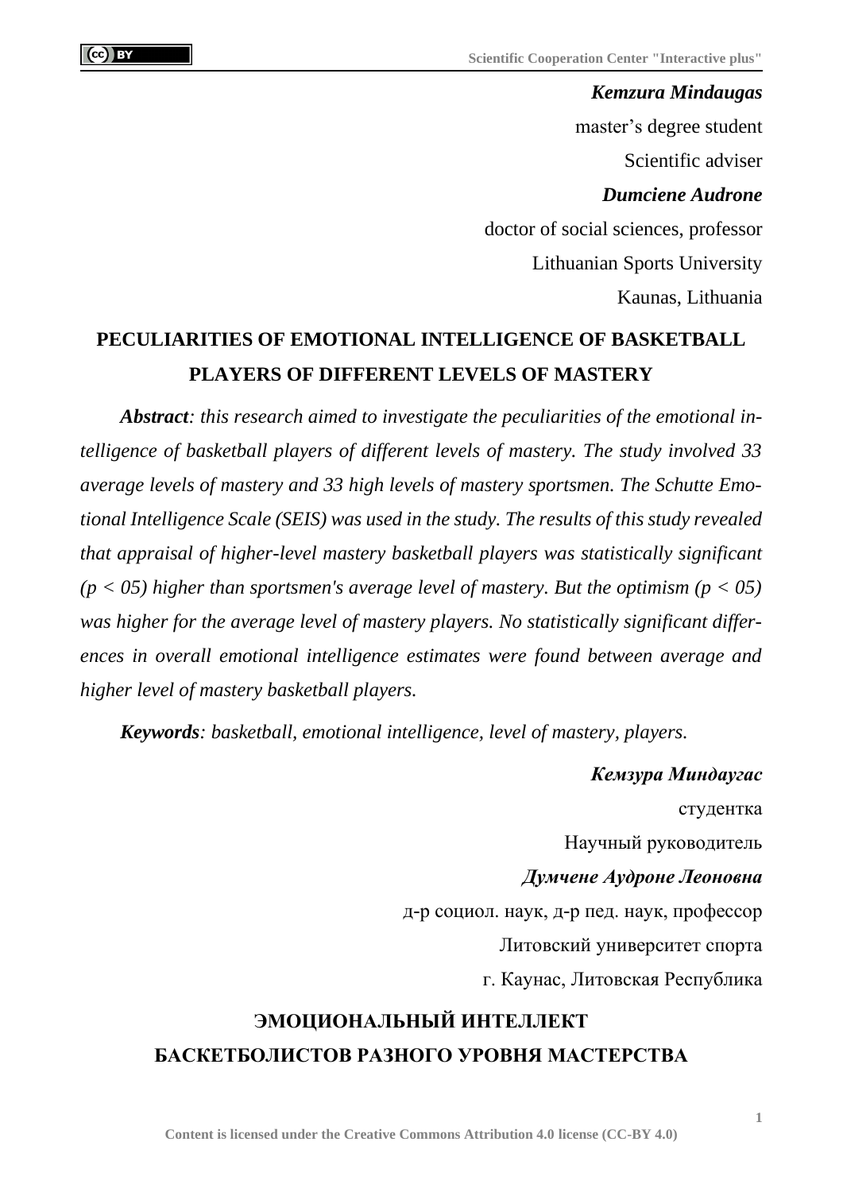***Kemzura Mindaugas***

master's degree student

Scientific adviser

***Dumciene Audrone***

doctor of social sciences, professor

Lithuanian Sports University

Kaunas, Lithuania

## PECULIARITIES OF EMOTIONAL INTELLIGENCE OF BASKETBALL PLAYERS OF DIFFERENT LEVELS OF MASTERY

***Abstract****: this research aimed to investigate the peculiarities of the emotional intelligence of basketball players of different levels of mastery. The study involved 33 average levels of mastery and 33 high levels of mastery sportsmen. The Schutte Emotional Intelligence Scale (SEIS) was used in the study. The results of this study revealed that appraisal of higher-level mastery basketball players was statistically significant ($p < 05$) higher than sportsmen's average level of mastery. But the optimism ($p < 05$) was higher for the average level of mastery players. No statistically significant differences in overall emotional intelligence estimates were found between average and higher level of mastery basketball players.*

***Keywords****: basketball, emotional intelligence, level of mastery, players.*

***Кемзура Миндаугас***

студентка

Научный руководитель

***Думчене Аудроне Леоновна***

д-р социол. наук, д-р пед. наук, профессор

Литовский университет спорта

г. Каунас, Литовская Республика

## ЭМОЦИОНАЛЬНЫЙ ИНТЕЛЛЕКТ БАСКЕТБОЛИСТОВ РАЗНОГО УРОВНЯ МАСТЕРСТВА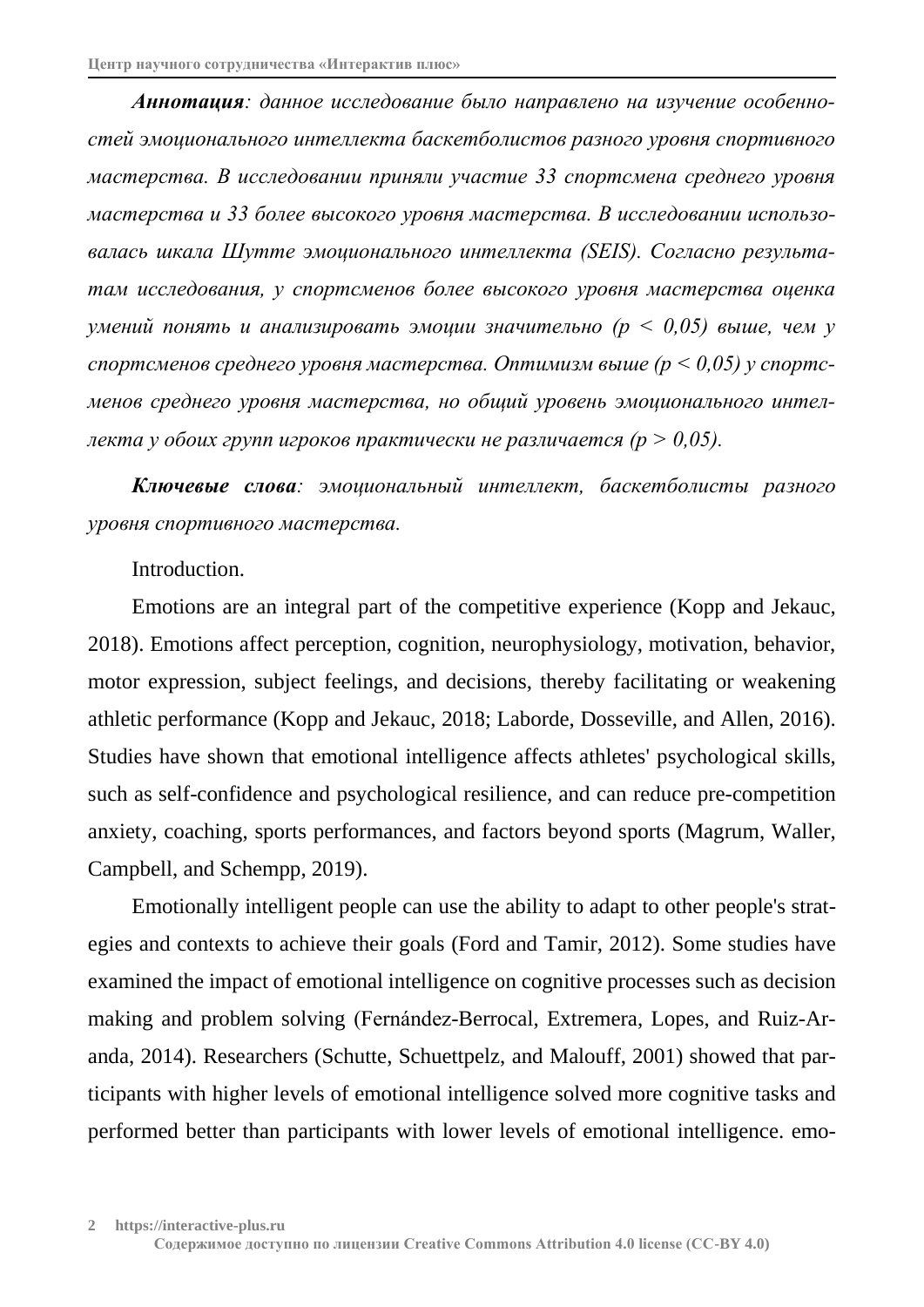***Аннотация**: данное исследование было направлено на изучение особенностей эмоционального интеллекта баскетболистов разного уровня спортивного мастерства. В исследовании приняли участие 33 спортсмена среднего уровня мастерства и 33 более высокого уровня мастерства. В исследовании использовалась шкала Шутте эмоционального интеллекта (SEIS). Согласно результатам исследования, у спортсменов более высокого уровня мастерства оценка умений понять и анализировать эмоции значительно ($p < 0,05$) выше, чем у спортсменов среднего уровня мастерства. Оптимизм выше ($p < 0,05$) у спортсменов среднего уровня мастерства, но общий уровень эмоционального интеллекта у обоих групп игроков практически не различается ($p > 0,05$).*

***Ключевые слова**: эмоциональный интеллект, баскетболисты разного уровня спортивного мастерства.*

Introduction.

Emotions are an integral part of the competitive experience (Kopp and Jekauc, 2018). Emotions affect perception, cognition, neurophysiology, motivation, behavior, motor expression, subject feelings, and decisions, thereby facilitating or weakening athletic performance (Kopp and Jekauc, 2018; Laborde, Dosseville, and Allen, 2016). Studies have shown that emotional intelligence affects athletes' psychological skills, such as self-confidence and psychological resilience, and can reduce pre-competition anxiety, coaching, sports performances, and factors beyond sports (Magrum, Waller, Campbell, and Schempp, 2019).

Emotionally intelligent people can use the ability to adapt to other people's strategies and contexts to achieve their goals (Ford and Tamir, 2012). Some studies have examined the impact of emotional intelligence on cognitive processes such as decision making and problem solving (Fernández-Berrocal, Extremera, Lopes, and Ruiz-Aranda, 2014). Researchers (Schutte, Schuettpelz, and Malouff, 2001) showed that participants with higher levels of emotional intelligence solved more cognitive tasks and performed better than participants with lower levels of emotional intelligence. emo-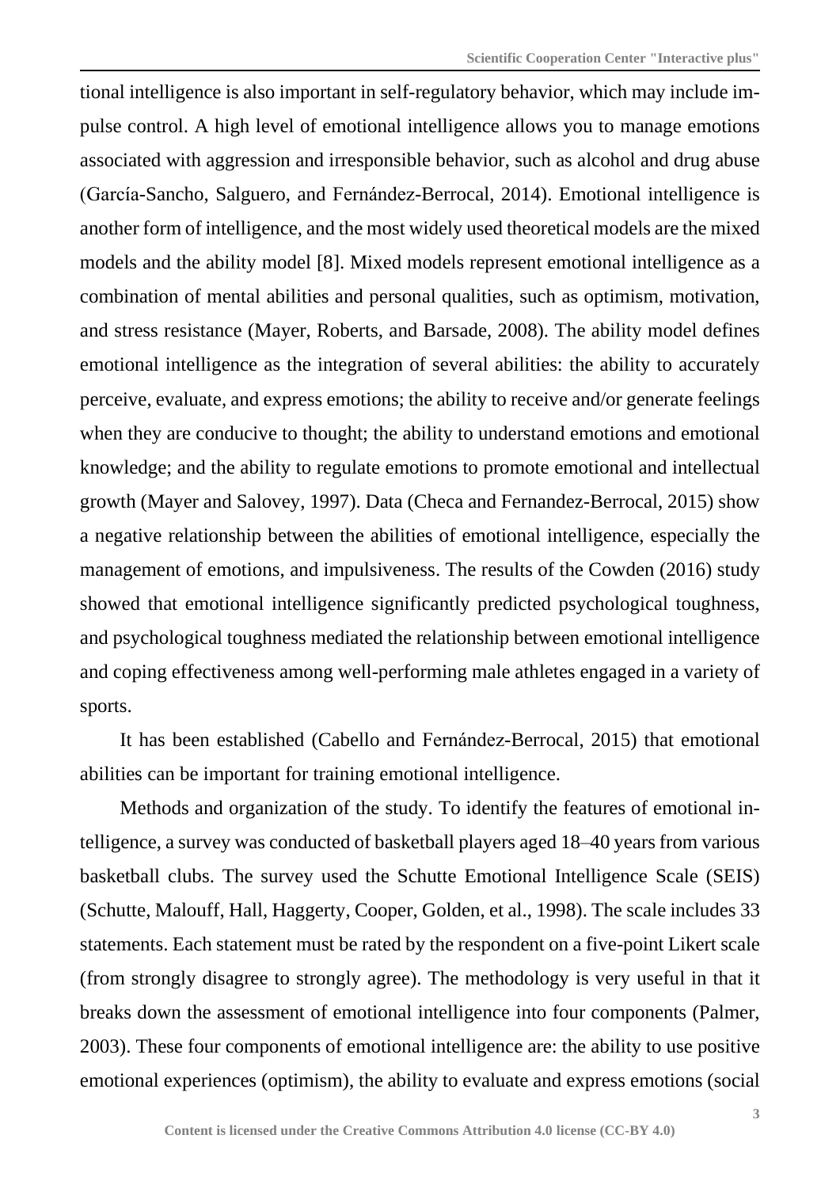tional intelligence is also important in self-regulatory behavior, which may include impulse control. A high level of emotional intelligence allows you to manage emotions associated with aggression and irresponsible behavior, such as alcohol and drug abuse (García-Sancho, Salguero, and Fernández-Berrocal, 2014). Emotional intelligence is another form of intelligence, and the most widely used theoretical models are the mixed models and the ability model [8]. Mixed models represent emotional intelligence as a combination of mental abilities and personal qualities, such as optimism, motivation, and stress resistance (Mayer, Roberts, and Barsade, 2008). The ability model defines emotional intelligence as the integration of several abilities: the ability to accurately perceive, evaluate, and express emotions; the ability to receive and/or generate feelings when they are conducive to thought; the ability to understand emotions and emotional knowledge; and the ability to regulate emotions to promote emotional and intellectual growth (Mayer and Salovey, 1997). Data (Checa and Fernandez-Berrocal, 2015) show a negative relationship between the abilities of emotional intelligence, especially the management of emotions, and impulsiveness. The results of the Cowden (2016) study showed that emotional intelligence significantly predicted psychological toughness, and psychological toughness mediated the relationship between emotional intelligence and coping effectiveness among well-performing male athletes engaged in a variety of sports.

It has been established (Cabello and Fernández-Berrocal, 2015) that emotional abilities can be important for training emotional intelligence.

Methods and organization of the study. To identify the features of emotional intelligence, a survey was conducted of basketball players aged 18–40 years from various basketball clubs. The survey used the Schutte Emotional Intelligence Scale (SEIS) (Schutte, Malouff, Hall, Haggerty, Cooper, Golden, et al., 1998). The scale includes 33 statements. Each statement must be rated by the respondent on a five-point Likert scale (from strongly disagree to strongly agree). The methodology is very useful in that it breaks down the assessment of emotional intelligence into four components (Palmer, 2003). These four components of emotional intelligence are: the ability to use positive emotional experiences (optimism), the ability to evaluate and express emotions (social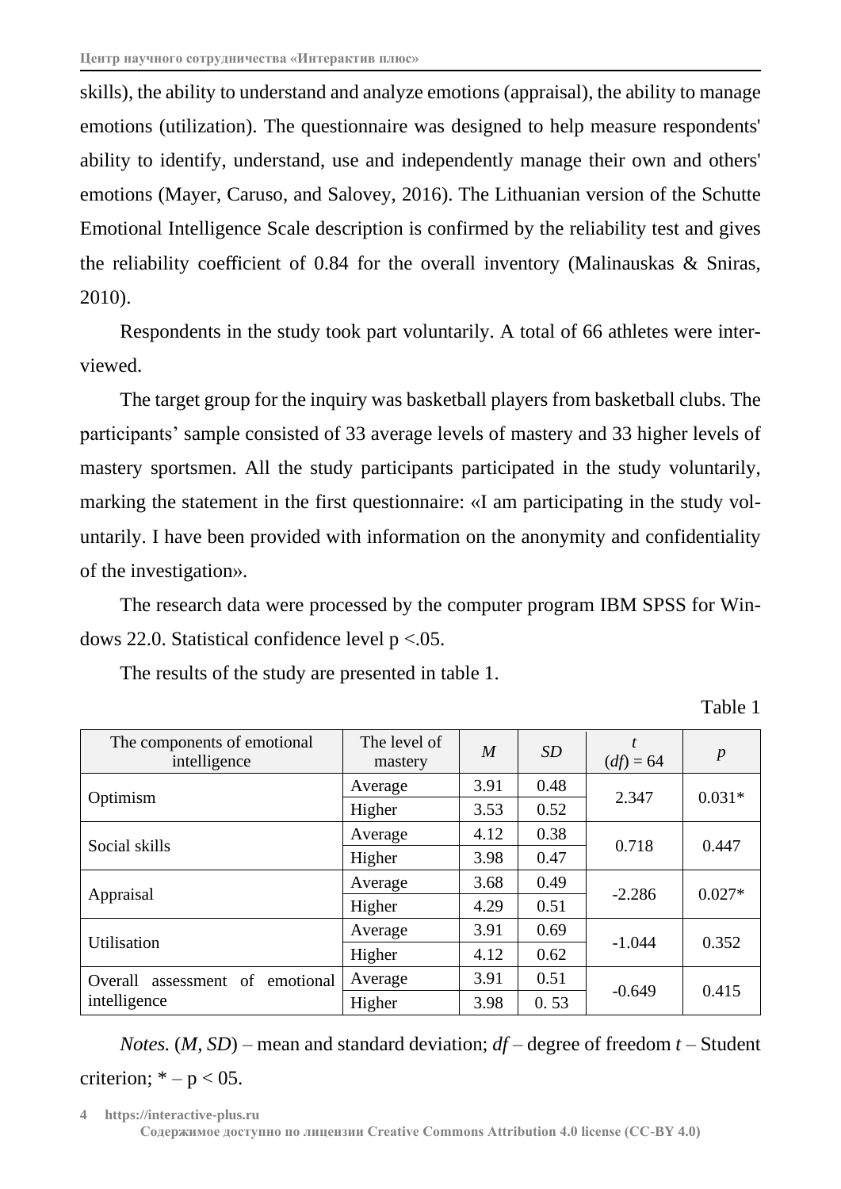skills), the ability to understand and analyze emotions (appraisal), the ability to manage emotions (utilization). The questionnaire was designed to help measure respondents' ability to identify, understand, use and independently manage their own and others' emotions (Mayer, Caruso, and Salovey, 2016). The Lithuanian version of the Schutte Emotional Intelligence Scale description is confirmed by the reliability test and gives the reliability coefficient of 0.84 for the overall inventory (Malinauskas & Sniras, 2010).

Respondents in the study took part voluntarily. A total of 66 athletes were interviewed.

The target group for the inquiry was basketball players from basketball clubs. The participants' sample consisted of 33 average levels of mastery and 33 higher levels of mastery sportsmen. All the study participants participated in the study voluntarily, marking the statement in the first questionnaire: «I am participating in the study voluntarily. I have been provided with information on the anonymity and confidentiality of the investigation».

The research data were processed by the computer program IBM SPSS for Windows 22.0. Statistical confidence level $p < .05$.

The results of the study are presented in table 1.

Table 1

| The components of emotional intelligence | The level of mastery | *M* | *SD* | *t* (*df*) = 64 | *p* |
|---|---|---|---|---|---|
| Optimism | Average | 3.91 | 0.48 | 2.347 | 0.031* |
| | Higher | 3.53 | 0.52 | | |
| Social skills | Average | 4.12 | 0.38 | 0.718 | 0.447 |
| | Higher | 3.98 | 0.47 | | |
| Appraisal | Average | 3.68 | 0.49 | -2.286 | 0.027* |
| | Higher | 4.29 | 0.51 | | |
| Utilisation | Average | 3.91 | 0.69 | -1.044 | 0.352 |
| | Higher | 4.12 | 0.62 | | |
| Overall assessment of emotional intelligence | Average | 3.91 | 0.51 | -0.649 | 0.415 |
| | Higher | 3.98 | 0. 53 | | |

*Notes.* (*M, SD*) – mean and standard deviation; *df* – degree of freedom *t* – Student criterion; * – p < 05.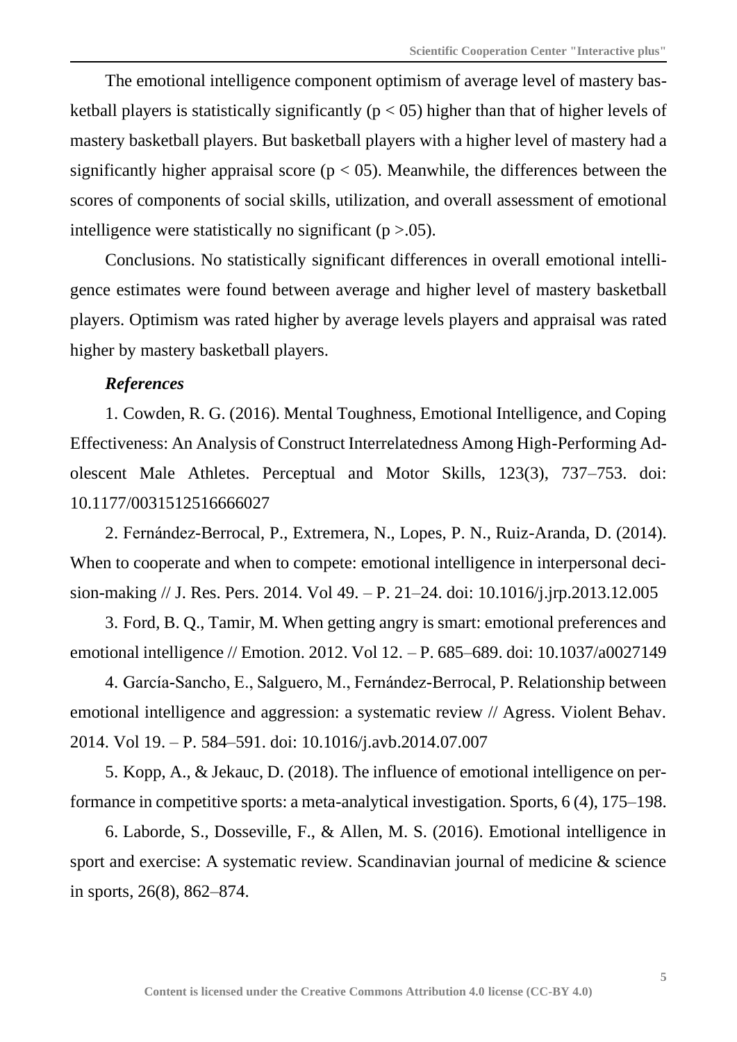The emotional intelligence component optimism of average level of mastery basketball players is statistically significantly ($p < 05$) higher than that of higher levels of mastery basketball players. But basketball players with a higher level of mastery had a significantly higher appraisal score ($p < 05$). Meanwhile, the differences between the scores of components of social skills, utilization, and overall assessment of emotional intelligence were statistically no significant ($p > .05$).

Conclusions. No statistically significant differences in overall emotional intelligence estimates were found between average and higher level of mastery basketball players. Optimism was rated higher by average levels players and appraisal was rated higher by mastery basketball players.

***References***

1. Cowden, R. G. (2016). Mental Toughness, Emotional Intelligence, and Coping Effectiveness: An Analysis of Construct Interrelatedness Among High-Performing Adolescent Male Athletes. Perceptual and Motor Skills, 123(3), 737–753. doi: 10.1177/0031512516666027

2. Fernández-Berrocal, P., Extremera, N., Lopes, P. N., Ruiz-Aranda, D. (2014). When to cooperate and when to compete: emotional intelligence in interpersonal decision-making // J. Res. Pers. 2014. Vol 49. – P. 21–24. doi: 10.1016/j.jrp.2013.12.005

3. Ford, B. Q., Tamir, M. When getting angry is smart: emotional preferences and emotional intelligence // Emotion. 2012. Vol 12. – P. 685–689. doi: 10.1037/a0027149

4. García-Sancho, E., Salguero, M., Fernández-Berrocal, P. Relationship between emotional intelligence and aggression: a systematic review // Agress. Violent Behav. 2014. Vol 19. – P. 584–591. doi: 10.1016/j.avb.2014.07.007

5. Kopp, A., & Jekauc, D. (2018). The influence of emotional intelligence on performance in competitive sports: a meta-analytical investigation. Sports, 6 (4), 175–198.

6. Laborde, S., Dosseville, F., & Allen, M. S. (2016). Emotional intelligence in sport and exercise: A systematic review. Scandinavian journal of medicine & science in sports, 26(8), 862–874.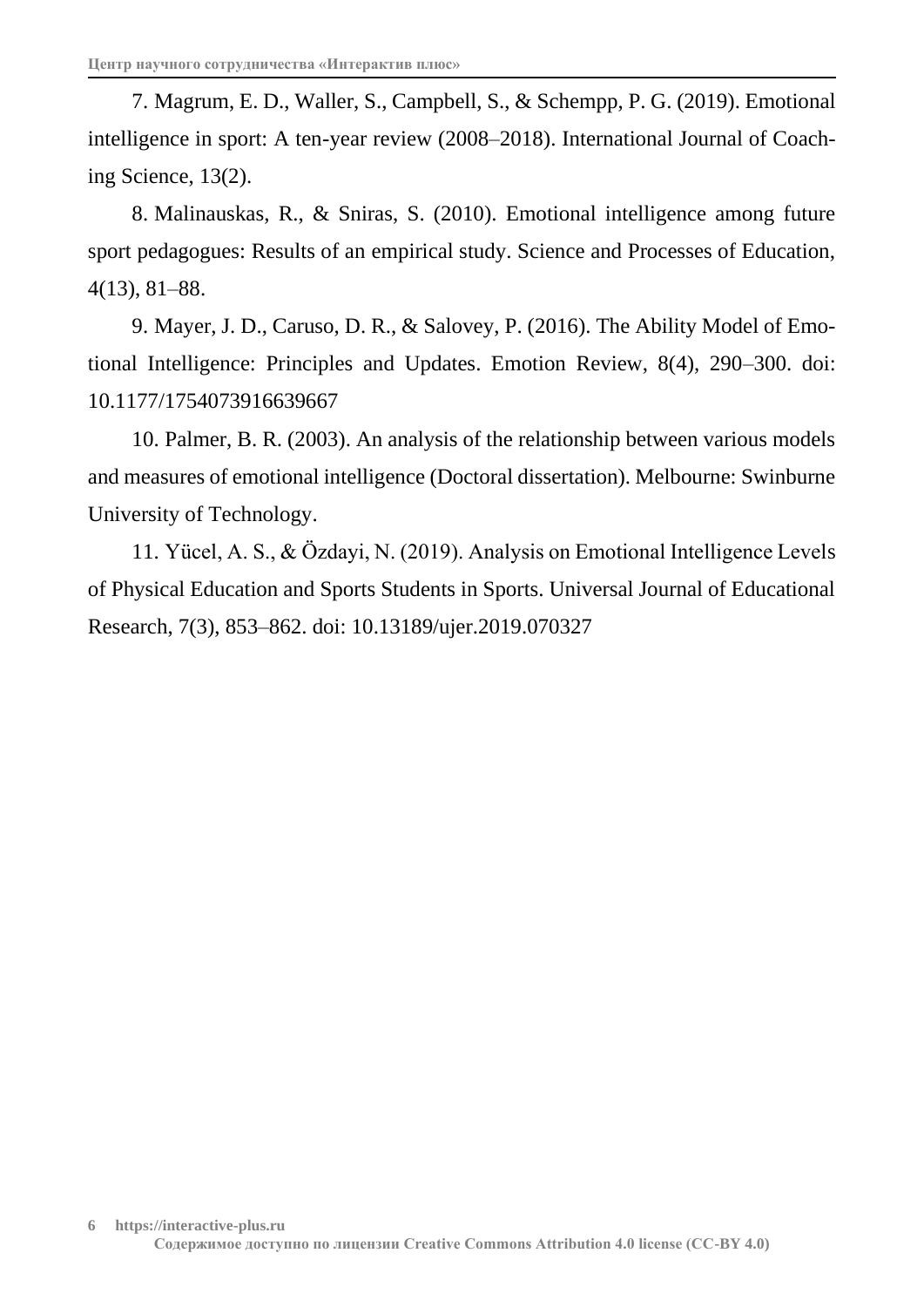7. Magrum, E. D., Waller, S., Campbell, S., & Schempp, P. G. (2019). Emotional intelligence in sport: A ten-year review (2008–2018). International Journal of Coaching Science, 13(2).

8. Malinauskas, R., & Sniras, S. (2010). Emotional intelligence among future sport pedagogues: Results of an empirical study. Science and Processes of Education, 4(13), 81–88.

9. Mayer, J. D., Caruso, D. R., & Salovey, P. (2016). The Ability Model of Emotional Intelligence: Principles and Updates. Emotion Review, 8(4), 290–300. doi: 10.1177/1754073916639667

10. Palmer, B. R. (2003). An analysis of the relationship between various models and measures of emotional intelligence (Doctoral dissertation). Melbourne: Swinburne University of Technology.

11. Yücel, A. S., & Özdayi, N. (2019). Analysis on Emotional Intelligence Levels of Physical Education and Sports Students in Sports. Universal Journal of Educational Research, 7(3), 853–862. doi: 10.13189/ujer.2019.070327